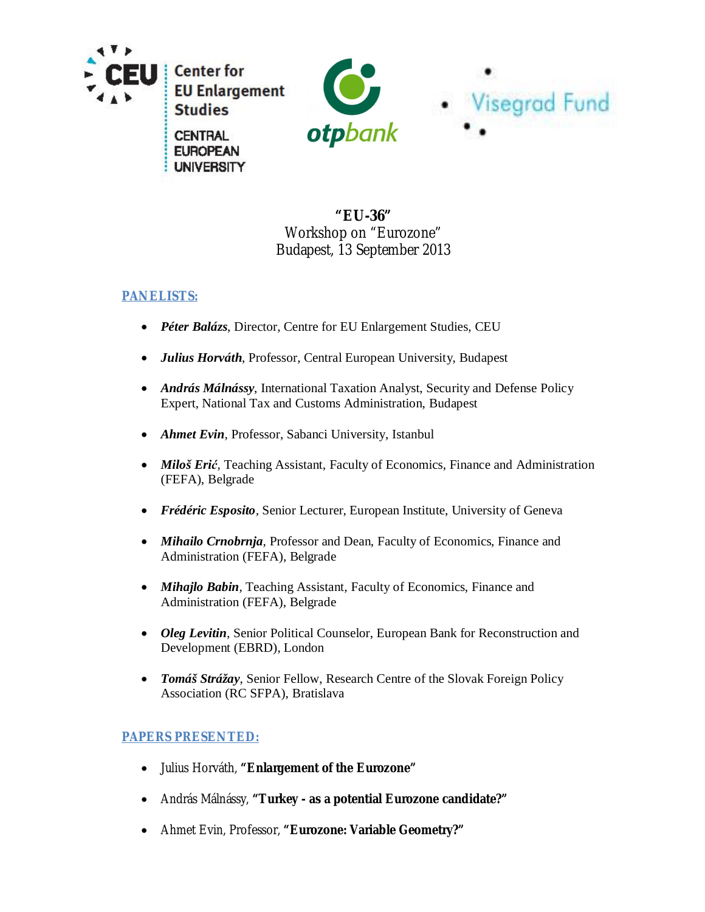Center for EU Enlargement Studies

CENTRAL EUROPEAN UNIVERSITY

otpbank

Visegrad Fund

**“EU-36”**

Workshop on “Eurozone”

Budapest, 13 September 2013

## PANELISTS:

- ***Péter Balázs***, Director, Centre for EU Enlargement Studies, CEU
- ***Julius Horváth***, Professor, Central European University, Budapest
- ***András Málnássy***, International Taxation Analyst, Security and Defense Policy Expert, National Tax and Customs Administration, Budapest
- ***Ahmet Evin***, Professor, Sabanci University, Istanbul
- ***Miloš Erić***, Teaching Assistant, Faculty of Economics, Finance and Administration (FEFA), Belgrade
- ***Frédéric Esposito***, Senior Lecturer, European Institute, University of Geneva
- ***Mihailo Crnobrnja***, Professor and Dean, Faculty of Economics, Finance and Administration (FEFA), Belgrade
- ***Mihajlo Babin***, Teaching Assistant, Faculty of Economics, Finance and Administration (FEFA), Belgrade
- ***Oleg Levitin***, Senior Political Counselor, European Bank for Reconstruction and Development (EBRD), London
- ***Tomáš Strážay***, Senior Fellow, Research Centre of the Slovak Foreign Policy Association (RC SFPA), Bratislava

## PAPERS PRESENTED:

- Julius Horváth, **“Enlargement of the Eurozone”**
- András Málnássy, **“Turkey - as a potential Eurozone candidate?”**
- Ahmet Evin, Professor, **“Eurozone: Variable Geometry?”**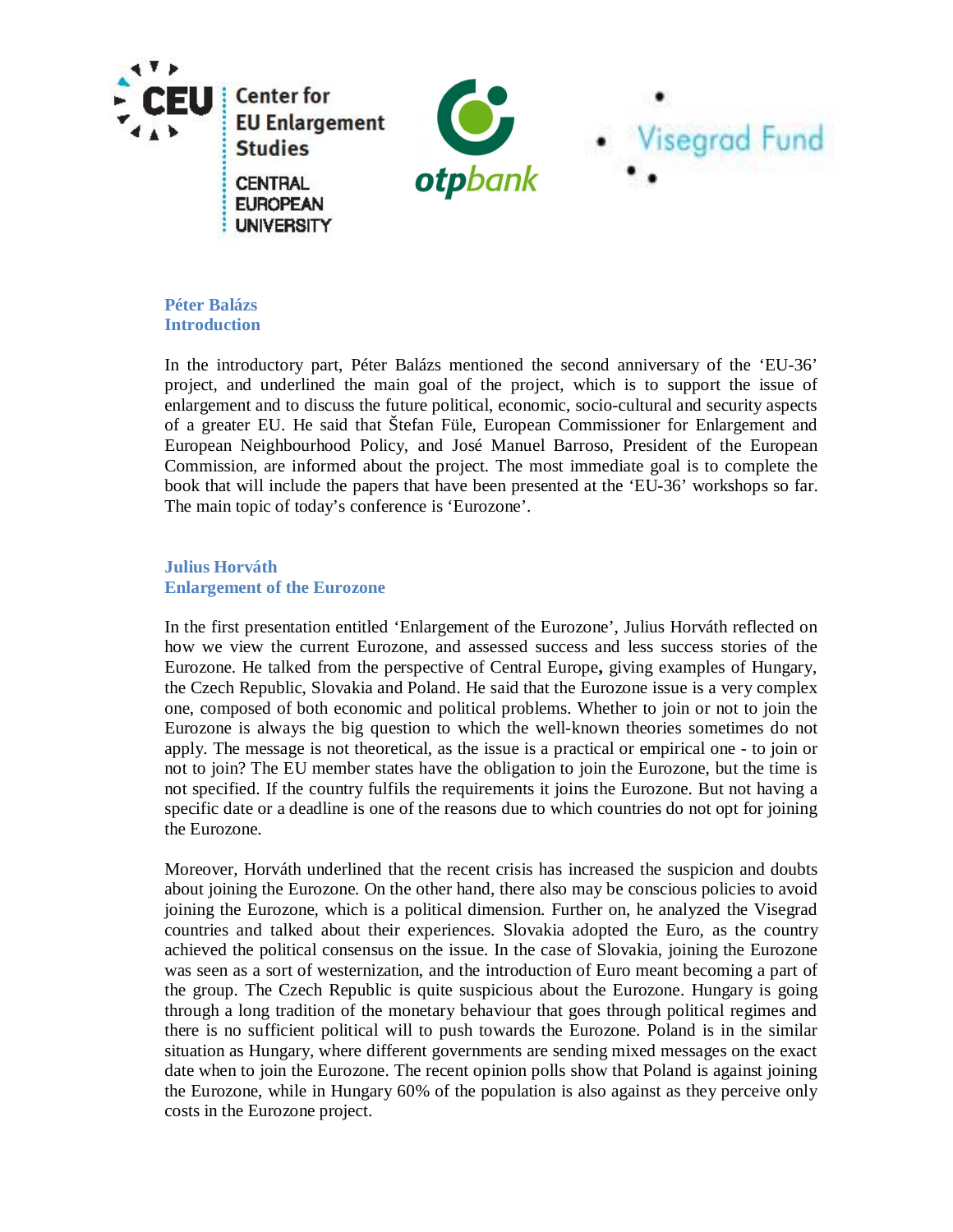**Péter Balázs**
**Introduction**

In the introductory part, Péter Balázs mentioned the second anniversary of the 'EU-36' project, and underlined the main goal of the project, which is to support the issue of enlargement and to discuss the future political, economic, socio-cultural and security aspects of a greater EU. He said that Štefan Füle, European Commissioner for Enlargement and European Neighbourhood Policy, and José Manuel Barroso, President of the European Commission, are informed about the project. The most immediate goal is to complete the book that will include the papers that have been presented at the 'EU-36' workshops so far. The main topic of today's conference is 'Eurozone'.

**Julius Horváth**
**Enlargement of the Eurozone**

In the first presentation entitled 'Enlargement of the Eurozone', Julius Horváth reflected on how we view the current Eurozone, and assessed success and less success stories of the Eurozone. He talked from the perspective of Central Europe**,** giving examples of Hungary, the Czech Republic, Slovakia and Poland. He said that the Eurozone issue is a very complex one, composed of both economic and political problems. Whether to join or not to join the Eurozone is always the big question to which the well-known theories sometimes do not apply. The message is not theoretical, as the issue is a practical or empirical one - to join or not to join? The EU member states have the obligation to join the Eurozone, but the time is not specified. If the country fulfils the requirements it joins the Eurozone. But not having a specific date or a deadline is one of the reasons due to which countries do not opt for joining the Eurozone.

Moreover, Horváth underlined that the recent crisis has increased the suspicion and doubts about joining the Eurozone. On the other hand, there also may be conscious policies to avoid joining the Eurozone, which is a political dimension. Further on, he analyzed the Visegrad countries and talked about their experiences. Slovakia adopted the Euro, as the country achieved the political consensus on the issue. In the case of Slovakia, joining the Eurozone was seen as a sort of westernization, and the introduction of Euro meant becoming a part of the group. The Czech Republic is quite suspicious about the Eurozone. Hungary is going through a long tradition of the monetary behaviour that goes through political regimes and there is no sufficient political will to push towards the Eurozone. Poland is in the similar situation as Hungary, where different governments are sending mixed messages on the exact date when to join the Eurozone. The recent opinion polls show that Poland is against joining the Eurozone, while in Hungary 60% of the population is also against as they perceive only costs in the Eurozone project.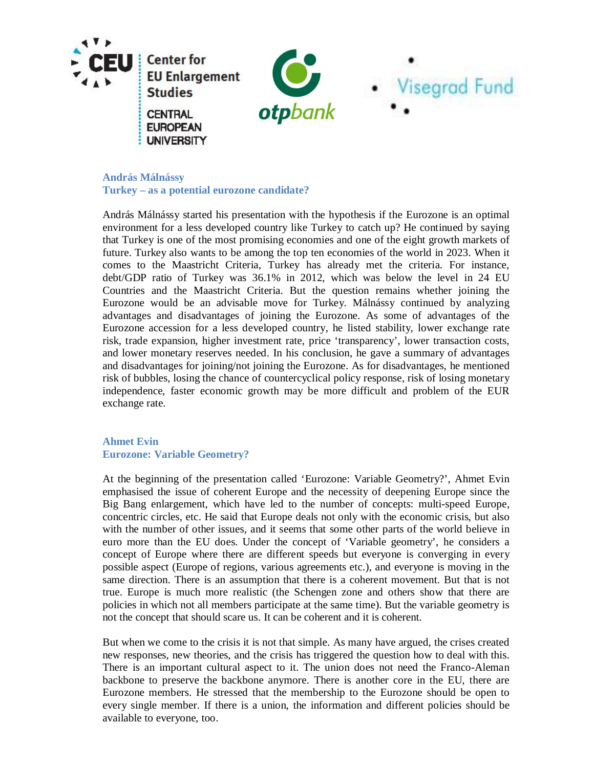**András Málnássy**
**Turkey – as a potential eurozone candidate?**

András Málnássy started his presentation with the hypothesis if the Eurozone is an optimal environment for a less developed country like Turkey to catch up? He continued by saying that Turkey is one of the most promising economies and one of the eight growth markets of future. Turkey also wants to be among the top ten economies of the world in 2023. When it comes to the Maastricht Criteria, Turkey has already met the criteria. For instance, debt/GDP ratio of Turkey was 36.1% in 2012, which was below the level in 24 EU Countries and the Maastricht Criteria. But the question remains whether joining the Eurozone would be an advisable move for Turkey. Málnássy continued by analyzing advantages and disadvantages of joining the Eurozone. As some of advantages of the Eurozone accession for a less developed country, he listed stability, lower exchange rate risk, trade expansion, higher investment rate, price 'transparency', lower transaction costs, and lower monetary reserves needed. In his conclusion, he gave a summary of advantages and disadvantages for joining/not joining the Eurozone. As for disadvantages, he mentioned risk of bubbles, losing the chance of countercyclical policy response, risk of losing monetary independence, faster economic growth may be more difficult and problem of the EUR exchange rate.

**Ahmet Evin**
**Eurozone: Variable Geometry?**

At the beginning of the presentation called 'Eurozone: Variable Geometry?', Ahmet Evin emphasised the issue of coherent Europe and the necessity of deepening Europe since the Big Bang enlargement, which have led to the number of concepts: multi-speed Europe, concentric circles, etc. He said that Europe deals not only with the economic crisis, but also with the number of other issues, and it seems that some other parts of the world believe in euro more than the EU does. Under the concept of 'Variable geometry', he considers a concept of Europe where there are different speeds but everyone is converging in every possible aspect (Europe of regions, various agreements etc.), and everyone is moving in the same direction. There is an assumption that there is a coherent movement. But that is not true. Europe is much more realistic (the Schengen zone and others show that there are policies in which not all members participate at the same time). But the variable geometry is not the concept that should scare us. It can be coherent and it is coherent.

But when we come to the crisis it is not that simple. As many have argued, the crises created new responses, new theories, and the crisis has triggered the question how to deal with this. There is an important cultural aspect to it. The union does not need the Franco-Aleman backbone to preserve the backbone anymore. There is another core in the EU, there are Eurozone members. He stressed that the membership to the Eurozone should be open to every single member. If there is a union, the information and different policies should be available to everyone, too.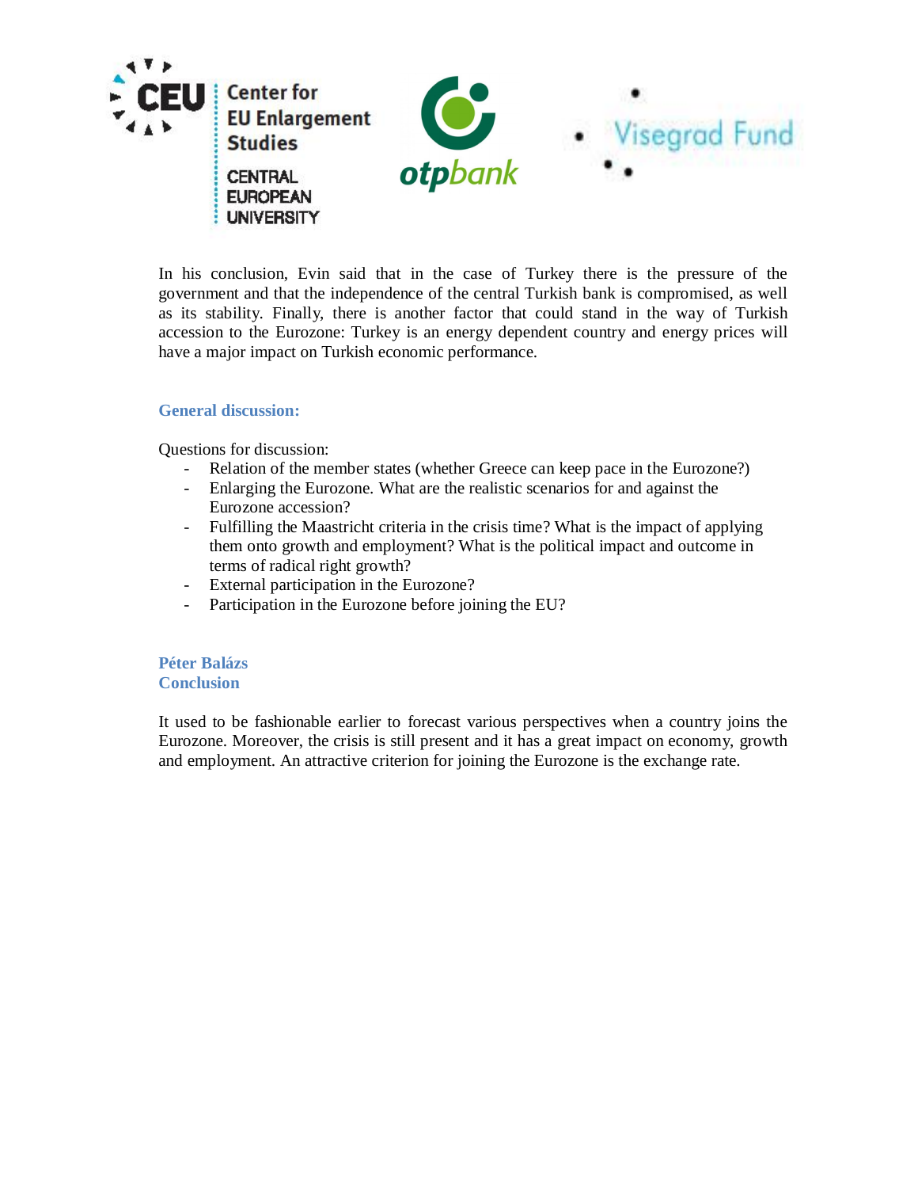In his conclusion, Evin said that in the case of Turkey there is the pressure of the government and that the independence of the central Turkish bank is compromised, as well as its stability. Finally, there is another factor that could stand in the way of Turkish accession to the Eurozone: Turkey is an energy dependent country and energy prices will have a major impact on Turkish economic performance.

## General discussion:

Questions for discussion:

- Relation of the member states (whether Greece can keep pace in the Eurozone?)
- Enlarging the Eurozone. What are the realistic scenarios for and against the Eurozone accession?
- Fulfilling the Maastricht criteria in the crisis time? What is the impact of applying them onto growth and employment? What is the political impact and outcome in terms of radical right growth?
- External participation in the Eurozone?
- Participation in the Eurozone before joining the EU?

## Péter Balázs
## Conclusion

It used to be fashionable earlier to forecast various perspectives when a country joins the Eurozone. Moreover, the crisis is still present and it has a great impact on economy, growth and employment. An attractive criterion for joining the Eurozone is the exchange rate.